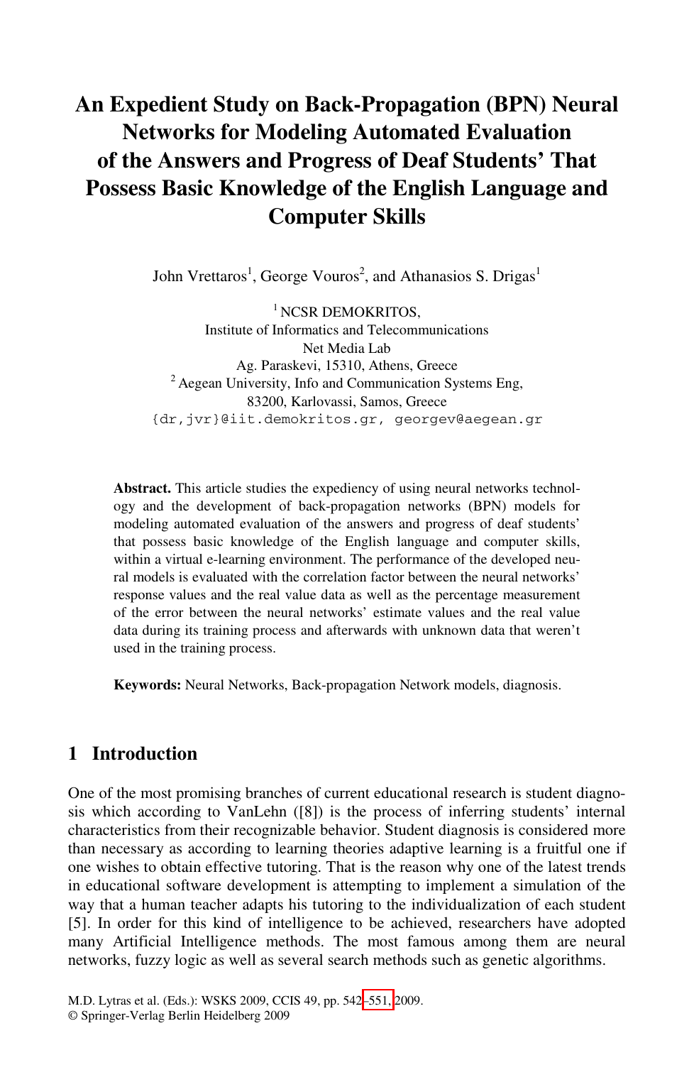# An Expedient Study on Back-Propagation (BPN) Neural Networks for Modeling Automated Evaluation of the Answers and Progress of Deaf Students' That Possess Basic Knowledge of the English Language and Computer Skills

John Vrettaros[1], George Vouros[2], and Athanasios S. Drigas[1]

[1] NCSR DEMOKRITOS,
Institute of Informatics and Telecommunications
Net Media Lab
Ag. Paraskevi, 15310, Athens, Greece

[2] Aegean University, Info and Communication Systems Eng,
83200, Karlovassi, Samos, Greece

{dr,jvr}@iit.demokritos.gr, georgev@aegean.gr

**Abstract.** This article studies the expediency of using neural networks technology and the development of back-propagation networks (BPN) models for modeling automated evaluation of the answers and progress of deaf students' that possess basic knowledge of the English language and computer skills, within a virtual e-learning environment. The performance of the developed neural models is evaluated with the correlation factor between the neural networks' response values and the real value data as well as the percentage measurement of the error between the neural networks' estimate values and the real value data during its training process and afterwards with unknown data that weren't used in the training process.

**Keywords:** Neural Networks, Back-propagation Network models, diagnosis.

## 1 Introduction

One of the most promising branches of current educational research is student diagnosis which according to VanLehn ([8]) is the process of inferring students' internal characteristics from their recognizable behavior. Student diagnosis is considered more than necessary as according to learning theories adaptive learning is a fruitful one if one wishes to obtain effective tutoring. That is the reason why one of the latest trends in educational software development is attempting to implement a simulation of the way that a human teacher adapts his tutoring to the individualization of each student [5]. In order for this kind of intelligence to be achieved, researchers have adopted many Artificial Intelligence methods. The most famous among them are neural networks, fuzzy logic as well as several search methods such as genetic algorithms.

M.D. Lytras et al. (Eds.): WSKS 2009, CCIS 49, pp. 542–551, 2009.
© Springer-Verlag Berlin Heidelberg 2009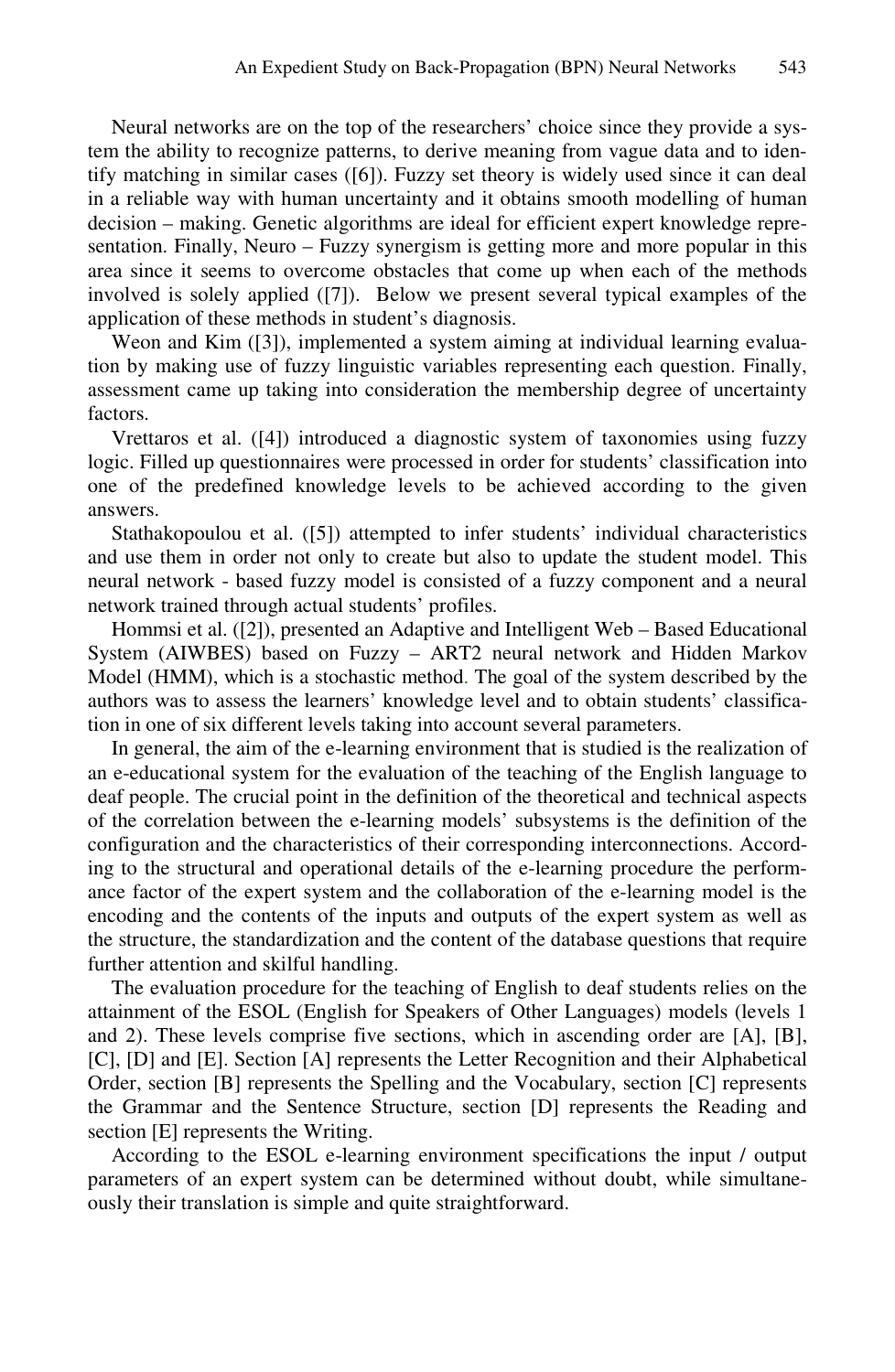Neural networks are on the top of the researchers' choice since they provide a system the ability to recognize patterns, to derive meaning from vague data and to identify matching in similar cases ([6]). Fuzzy set theory is widely used since it can deal in a reliable way with human uncertainty and it obtains smooth modelling of human decision – making. Genetic algorithms are ideal for efficient expert knowledge representation. Finally, Neuro – Fuzzy synergism is getting more and more popular in this area since it seems to overcome obstacles that come up when each of the methods involved is solely applied ([7]). Below we present several typical examples of the application of these methods in student's diagnosis.

Weon and Kim ([3]), implemented a system aiming at individual learning evaluation by making use of fuzzy linguistic variables representing each question. Finally, assessment came up taking into consideration the membership degree of uncertainty factors.

Vrettaros et al. ([4]) introduced a diagnostic system of taxonomies using fuzzy logic. Filled up questionnaires were processed in order for students' classification into one of the predefined knowledge levels to be achieved according to the given answers.

Stathakopoulou et al. ([5]) attempted to infer students' individual characteristics and use them in order not only to create but also to update the student model. This neural network - based fuzzy model is consisted of a fuzzy component and a neural network trained through actual students' profiles.

Hommsi et al. ([2]), presented an Adaptive and Intelligent Web – Based Educational System (AIWBES) based on Fuzzy – ART2 neural network and Hidden Markov Model (HMM), which is a stochastic method. The goal of the system described by the authors was to assess the learners' knowledge level and to obtain students' classification in one of six different levels taking into account several parameters.

In general, the aim of the e-learning environment that is studied is the realization of an e-educational system for the evaluation of the teaching of the English language to deaf people. The crucial point in the definition of the theoretical and technical aspects of the correlation between the e-learning models' subsystems is the definition of the configuration and the characteristics of their corresponding interconnections. According to the structural and operational details of the e-learning procedure the performance factor of the expert system and the collaboration of the e-learning model is the encoding and the contents of the inputs and outputs of the expert system as well as the structure, the standardization and the content of the database questions that require further attention and skilful handling.

The evaluation procedure for the teaching of English to deaf students relies on the attainment of the ESOL (English for Speakers of Other Languages) models (levels 1 and 2). These levels comprise five sections, which in ascending order are [A], [B], [C], [D] and [E]. Section [A] represents the Letter Recognition and their Alphabetical Order, section [B] represents the Spelling and the Vocabulary, section [C] represents the Grammar and the Sentence Structure, section [D] represents the Reading and section [E] represents the Writing.

According to the ESOL e-learning environment specifications the input / output parameters of an expert system can be determined without doubt, while simultaneously their translation is simple and quite straightforward.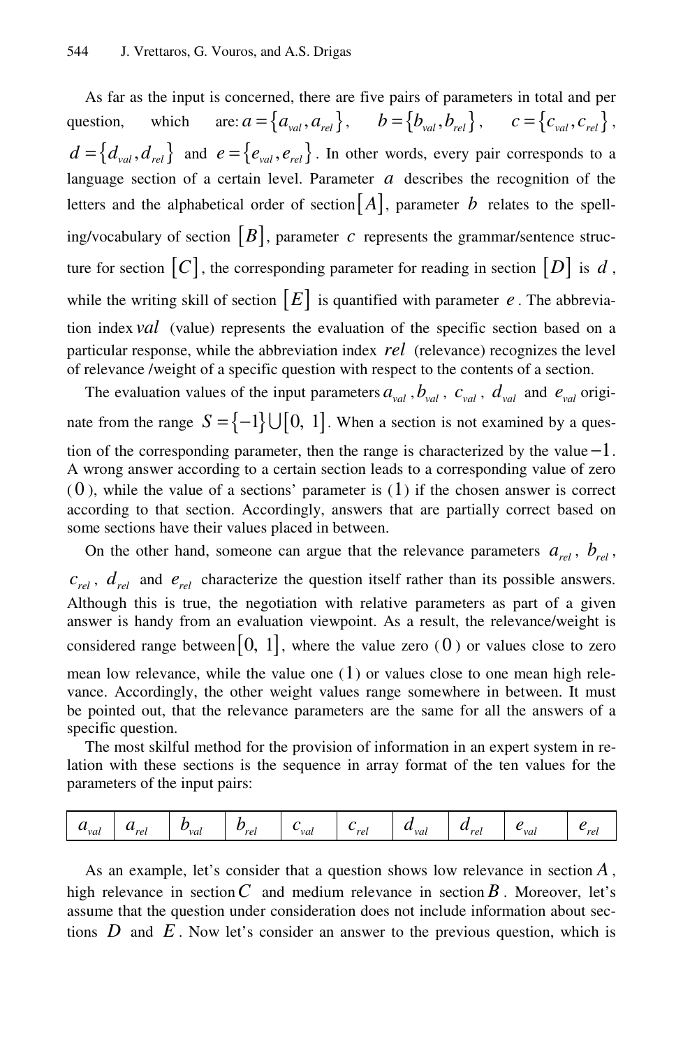As far as the input is concerned, there are five pairs of parameters in total and per question, which are: $a = \{a_{val}, a_{rel}\}$, $b = \{b_{val}, b_{rel}\}$, $c = \{c_{val}, c_{rel}\}$, $d = \{d_{val}, d_{rel}\}$ and $e = \{e_{val}, e_{rel}\}$. In other words, every pair corresponds to a language section of a certain level. Parameter $a$ describes the recognition of the letters and the alphabetical order of section $[A]$, parameter $b$ relates to the spelling/vocabulary of section $[B]$, parameter $c$ represents the grammar/sentence structure for section $[C]$, the corresponding parameter for reading in section $[D]$ is $d$, while the writing skill of section $[E]$ is quantified with parameter $e$. The abbreviation index $val$ (value) represents the evaluation of the specific section based on a particular response, while the abbreviation index $rel$ (relevance) recognizes the level of relevance /weight of a specific question with respect to the contents of a section.

The evaluation values of the input parameters $a_{val}$, $b_{val}$, $c_{val}$, $d_{val}$ and $e_{val}$ originate from the range $S = \{-1\} \cup [0, 1]$. When a section is not examined by a question of the corresponding parameter, then the range is characterized by the value $-1$. A wrong answer according to a certain section leads to a corresponding value of zero ($0$), while the value of a sections' parameter is ($1$) if the chosen answer is correct according to that section. Accordingly, answers that are partially correct based on some sections have their values placed in between.

On the other hand, someone can argue that the relevance parameters $a_{rel}$, $b_{rel}$, $c_{rel}$, $d_{rel}$ and $e_{rel}$ characterize the question itself rather than its possible answers. Although this is true, the negotiation with relative parameters as part of a given answer is handy from an evaluation viewpoint. As a result, the relevance/weight is considered range between $[0, 1]$, where the value zero ($0$) or values close to zero mean low relevance, while the value one ($1$) or values close to one mean high relevance. Accordingly, the other weight values range somewhere in between. It must be pointed out, that the relevance parameters are the same for all the answers of a specific question.

The most skilful method for the provision of information in an expert system in relation with these sections is the sequence in array format of the ten values for the parameters of the input pairs:

| $a_{val}$ | $a_{rel}$ | $b_{val}$ | $b_{rel}$ | $c_{val}$ | $c_{rel}$ | $d_{val}$ | $d_{rel}$ | $e_{val}$ | $e_{rel}$ |
|---|---|---|---|---|---|---|---|---|---|

As an example, let's consider that a question shows low relevance in section $A$, high relevance in section $C$ and medium relevance in section $B$. Moreover, let's assume that the question under consideration does not include information about sections $D$ and $E$. Now let's consider an answer to the previous question, which is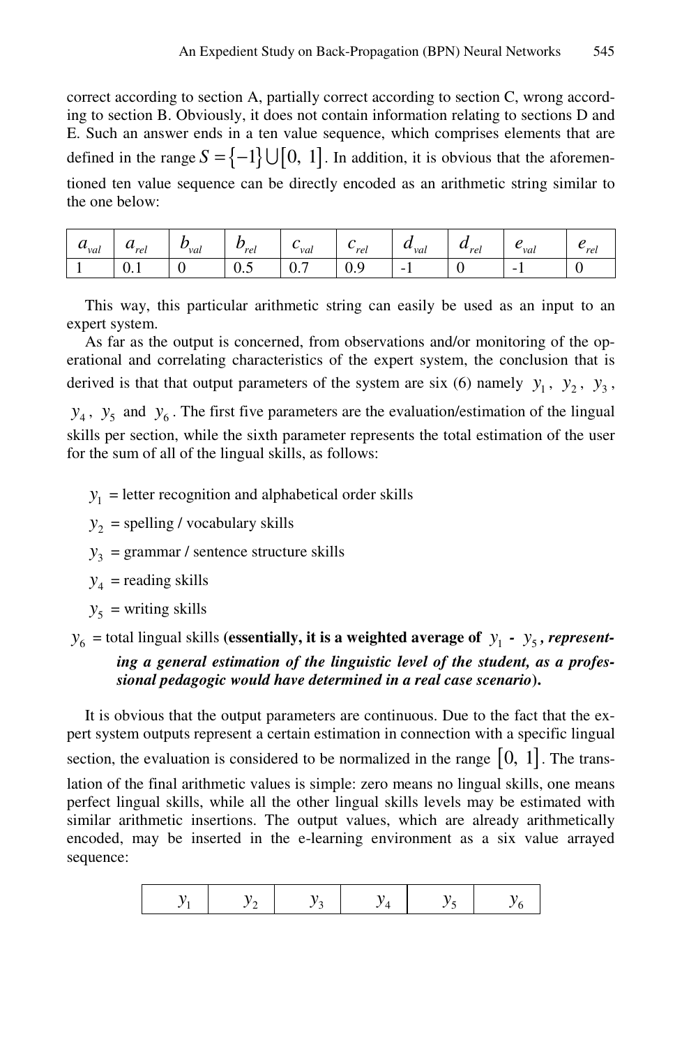correct according to section A, partially correct according to section C, wrong according to section B. Obviously, it does not contain information relating to sections D and E. Such an answer ends in a ten value sequence, which comprises elements that are defined in the range $S = \{-1\} \cup [0,\ 1]$. In addition, it is obvious that the aforementioned ten value sequence can be directly encoded as an arithmetic string similar to the one below:

| $a_{val}$ | $a_{rel}$ | $b_{val}$ | $b_{rel}$ | $c_{val}$ | $c_{rel}$ | $d_{val}$ | $d_{rel}$ | $e_{val}$ | $e_{rel}$ |
|---|---|---|---|---|---|---|---|---|---|
| 1 | 0.1 | 0 | 0.5 | 0.7 | 0.9 | -1 | 0 | -1 | 0 |

This way, this particular arithmetic string can easily be used as an input to an expert system.

As far as the output is concerned, from observations and/or monitoring of the operational and correlating characteristics of the expert system, the conclusion that is derived is that that output parameters of the system are six (6) namely $y_1$, $y_2$, $y_3$, $y_4$, $y_5$ and $y_6$. The first five parameters are the evaluation/estimation of the lingual skills per section, while the sixth parameter represents the total estimation of the user for the sum of all of the lingual skills, as follows:

- $y_1$ = letter recognition and alphabetical order skills
- $y_2$ = spelling / vocabulary skills
- $y_3$ = grammar / sentence structure skills
- $y_4$ = reading skills
- $y_5$ = writing skills

$y_6$ = total lingual skills (**essentially, it is a weighted average of $y_1$ - $y_5$, *representing a general estimation of the linguistic level of the student, as a professional pedagogic would have determined in a real case scenario***).

It is obvious that the output parameters are continuous. Due to the fact that the expert system outputs represent a certain estimation in connection with a specific lingual section, the evaluation is considered to be normalized in the range $[0,\ 1]$. The translation of the final arithmetic values is simple: zero means no lingual skills, one means perfect lingual skills, while all the other lingual skills levels may be estimated with similar arithmetic insertions. The output values, which are already arithmetically encoded, may be inserted in the e-learning environment as a six value arrayed sequence:

| $y_1$ | $y_2$ | $y_3$ | $y_4$ | $y_5$ | $y_6$ |
|---|---|---|---|---|---|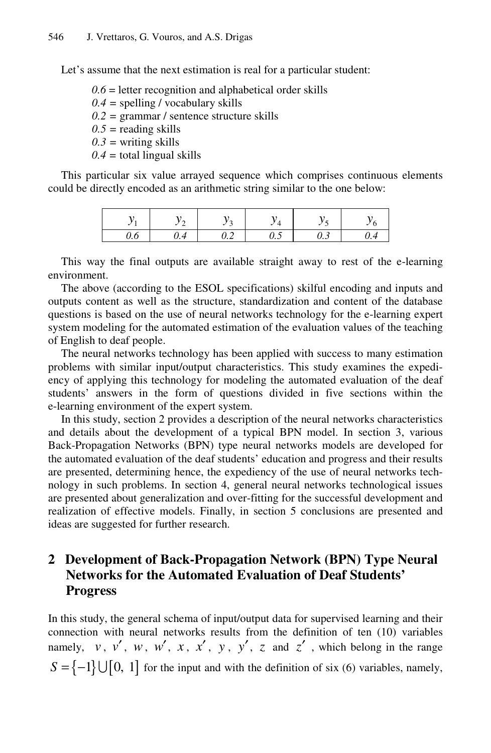Let's assume that the next estimation is real for a particular student:

*0.6* = letter recognition and alphabetical order skills
*0.4* = spelling / vocabulary skills
*0.2* = grammar / sentence structure skills
*0.5* = reading skills
*0.3* = writing skills
*0.4* = total lingual skills

This particular six value arrayed sequence which comprises continuous elements could be directly encoded as an arithmetic string similar to the one below:

| $y_1$ | $y_2$ | $y_3$ | $y_4$ | $y_5$ | $y_6$ |
|---|---|---|---|---|---|
| *0.6* | *0.4* | *0.2* | *0.5* | *0.3* | *0.4* |

This way the final outputs are available straight away to rest of the e-learning environment.

The above (according to the ESOL specifications) skilful encoding and inputs and outputs content as well as the structure, standardization and content of the database questions is based on the use of neural networks technology for the e-learning expert system modeling for the automated estimation of the evaluation values of the teaching of English to deaf people.

The neural networks technology has been applied with success to many estimation problems with similar input/output characteristics. This study examines the expediency of applying this technology for modeling the automated evaluation of the deaf students' answers in the form of questions divided in five sections within the e-learning environment of the expert system.

In this study, section 2 provides a description of the neural networks characteristics and details about the development of a typical BPN model. In section 3, various Back-Propagation Networks (BPN) type neural networks models are developed for the automated evaluation of the deaf students' education and progress and their results are presented, determining hence, the expediency of the use of neural networks technology in such problems. In section 4, general neural networks technological issues are presented about generalization and over-fitting for the successful development and realization of effective models. Finally, in section 5 conclusions are presented and ideas are suggested for further research.

## 2 Development of Back-Propagation Network (BPN) Type Neural Networks for the Automated Evaluation of Deaf Students' Progress

In this study, the general schema of input/output data for supervised learning and their connection with neural networks results from the definition of ten (10) variables namely, $v$, $v'$, $w$, $w'$, $x$, $x'$, $y$, $y'$, $z$ and $z'$, which belong in the range $S = \{-1\} \cup [0,\ 1]$ for the input and with the definition of six (6) variables, namely,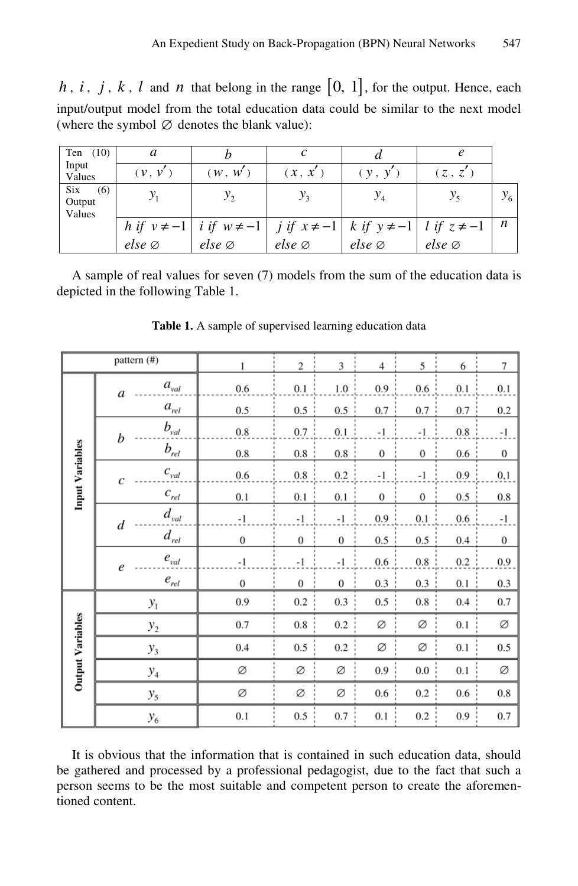$h$, $i$, $j$, $k$, $l$ and $n$ that belong in the range $[0,\ 1]$, for the output. Hence, each input/output model from the total education data could be similar to the next model (where the symbol $\varnothing$ denotes the blank value):

| Ten (10) Input Values | $a$ | $b$ | $c$ | $d$ | $e$ | |
|---|---|---|---|---|---|---|
| | $(v\ ,\ v')$ | $(w\ ,\ w')$ | $(x\ ,\ x')$ | $(y\ ,\ y')$ | $(z\ ,\ z')$ | |
| Six (6) Output Values | $y_1$ | $y_2$ | $y_3$ | $y_4$ | $y_5$ | $y_6$ |
| | $h\ if\ v \neq -1$ $else\ \varnothing$ | $i\ if\ w \neq -1$ $else\ \varnothing$ | $j\ if\ x \neq -1$ $else\ \varnothing$ | $k\ if\ y \neq -1$ $else\ \varnothing$ | $l\ if\ z \neq -1$ $else\ \varnothing$ | $n$ |

A sample of real values for seven (7) models from the sum of the education data is depicted in the following Table 1.

**Table 1.** A sample of supervised learning education data

| | | pattern (#) | 1 | 2 | 3 | 4 | 5 | 6 | 7 |
|---|---|---|---|---|---|---|---|---|---|
| Input Variables | $a$ | $a_{val}$ | 0.6 | 0.1 | 1.0 | 0.9 | 0.6 | 0.1 | 0.1 |
| | | $a_{rel}$ | 0.5 | 0.5 | 0.5 | 0.7 | 0.7 | 0.7 | 0.2 |
| | $b$ | $b_{val}$ | 0.8 | 0.7 | 0.1 | -1 | -1 | 0.8 | -1 |
| | | $b_{rel}$ | 0.8 | 0.8 | 0.8 | 0 | 0 | 0.6 | 0 |
| | $c$ | $c_{val}$ | 0.6 | 0.8 | 0.2 | -1 | -1 | 0.9 | 0,1 |
| | | $c_{rel}$ | 0.1 | 0.1 | 0.1 | 0 | 0 | 0.5 | 0.8 |
| | $d$ | $d_{val}$ | -1 | -1 | -1 | 0.9 | 0.1 | 0.6 | -1 |
| | | $d_{rel}$ | 0 | 0 | 0 | 0.5 | 0.5 | 0.4 | 0 |
| | $e$ | $e_{val}$ | -1 | -1 | -1 | 0.6 | 0.8 | 0.2 | 0.9 |
| | | $e_{rel}$ | 0 | 0 | 0 | 0.3 | 0.3 | 0.1 | 0.3 |
| Output Variables | $y_1$ | | 0.9 | 0.2 | 0.3 | 0.5 | 0.8 | 0.4 | 0.7 |
| | $y_2$ | | 0.7 | 0.8 | 0.2 | $\varnothing$ | $\varnothing$ | 0.1 | $\varnothing$ |
| | $y_3$ | | 0.4 | 0.5 | 0.2 | $\varnothing$ | $\varnothing$ | 0.1 | 0.5 |
| | $y_4$ | | $\varnothing$ | $\varnothing$ | $\varnothing$ | 0.9 | 0.0 | 0.1 | $\varnothing$ |
| | $y_5$ | | $\varnothing$ | $\varnothing$ | $\varnothing$ | 0.6 | 0.2 | 0.6 | 0.8 |
| | $y_6$ | | 0.1 | 0.5 | 0.7 | 0.1 | 0.2 | 0.9 | 0.7 |

It is obvious that the information that is contained in such education data, should be gathered and processed by a professional pedagogist, due to the fact that such a person seems to be the most suitable and competent person to create the aforementioned content.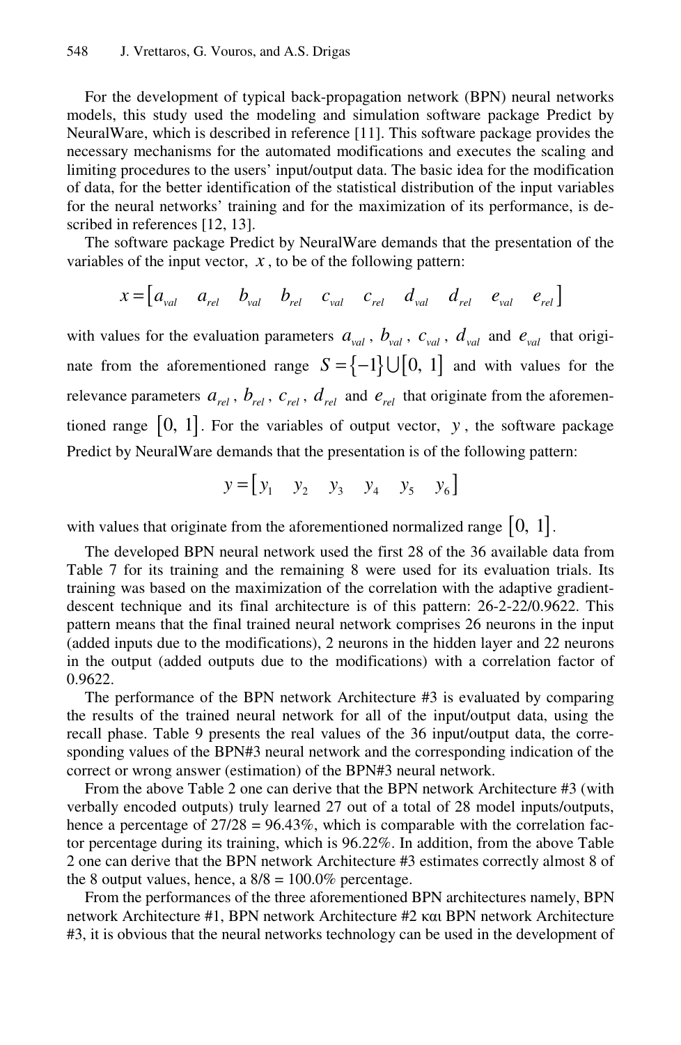For the development of typical back-propagation network (BPN) neural networks models, this study used the modeling and simulation software package Predict by NeuralWare, which is described in reference [11]. This software package provides the necessary mechanisms for the automated modifications and executes the scaling and limiting procedures to the users' input/output data. The basic idea for the modification of data, for the better identification of the statistical distribution of the input variables for the neural networks' training and for the maximization of its performance, is described in references [12, 13].

The software package Predict by NeuralWare demands that the presentation of the variables of the input vector, $x$, to be of the following pattern:

$$x = \left[ a_{val} \quad a_{rel} \quad b_{val} \quad b_{rel} \quad c_{val} \quad c_{rel} \quad d_{val} \quad d_{rel} \quad e_{val} \quad e_{rel} \right]$$

with values for the evaluation parameters $a_{val}$, $b_{val}$, $c_{val}$, $d_{val}$ and $e_{val}$ that originate from the aforementioned range $S = \{-1\} \cup [0,\ 1]$ and with values for the relevance parameters $a_{rel}$, $b_{rel}$, $c_{rel}$, $d_{rel}$ and $e_{rel}$ that originate from the aforementioned range $[0,\ 1]$. For the variables of output vector, $y$, the software package Predict by NeuralWare demands that the presentation is of the following pattern:

$$y = \left[ y_1 \quad y_2 \quad y_3 \quad y_4 \quad y_5 \quad y_6 \right]$$

with values that originate from the aforementioned normalized range $[0,\ 1]$.

The developed BPN neural network used the first 28 of the 36 available data from Table 7 for its training and the remaining 8 were used for its evaluation trials. Its training was based on the maximization of the correlation with the adaptive gradient-descent technique and its final architecture is of this pattern: 26-2-22/0.9622. This pattern means that the final trained neural network comprises 26 neurons in the input (added inputs due to the modifications), 2 neurons in the hidden layer and 22 neurons in the output (added outputs due to the modifications) with a correlation factor of 0.9622.

The performance of the BPN network Architecture #3 is evaluated by comparing the results of the trained neural network for all of the input/output data, using the recall phase. Table 9 presents the real values of the 36 input/output data, the corresponding values of the BPN#3 neural network and the corresponding indication of the correct or wrong answer (estimation) of the BPN#3 neural network.

From the above Table 2 one can derive that the BPN network Architecture #3 (with verbally encoded outputs) truly learned 27 out of a total of 28 model inputs/outputs, hence a percentage of 27/28 = 96.43%, which is comparable with the correlation factor percentage during its training, which is 96.22%. In addition, from the above Table 2 one can derive that the BPN network Architecture #3 estimates correctly almost 8 of the 8 output values, hence, a 8/8 = 100.0% percentage.

From the performances of the three aforementioned BPN architectures namely, BPN network Architecture #1, BPN network Architecture #2 και BPN network Architecture #3, it is obvious that the neural networks technology can be used in the development of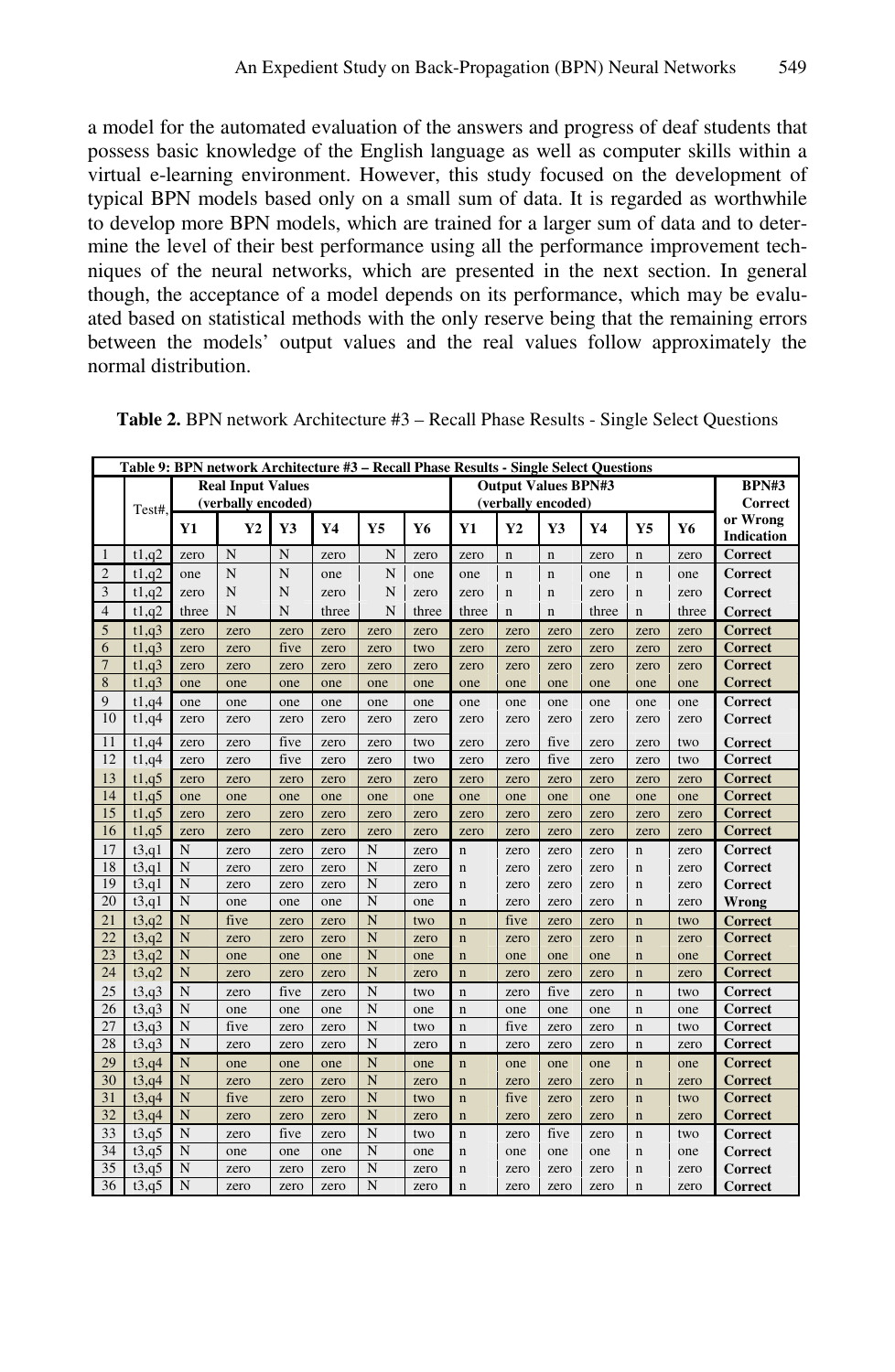a model for the automated evaluation of the answers and progress of deaf students that possess basic knowledge of the English language as well as computer skills within a virtual e-learning environment. However, this study focused on the development of typical BPN models based only on a small sum of data. It is regarded as worthwhile to develop more BPN models, which are trained for a larger sum of data and to determine the level of their best performance using all the performance improvement techniques of the neural networks, which are presented in the next section. In general though, the acceptance of a model depends on its performance, which may be evaluated based on statistical methods with the only reserve being that the remaining errors between the models' output values and the real values follow approximately the normal distribution.

**Table 2.** BPN network Architecture #3 – Recall Phase Results - Single Select Questions

| | Test#, | Real Input Values (verbally encoded) | | | | | | Output Values BPN#3 (verbally encoded) | | | | | | BPN#3 Correct or Wrong Indication |
|---|---|---|---|---|---|---|---|---|---|---|---|---|---|---|
| | | Y1 | Y2 | Y3 | Y4 | Y5 | Y6 | Y1 | Y2 | Y3 | Y4 | Y5 | Y6 | |
| 1 | t1,q2 | zero | N | N | zero | N | zero | zero | n | n | zero | n | zero | Correct |
| 2 | t1,q2 | one | N | N | one | N | one | one | n | n | one | n | one | Correct |
| 3 | t1,q2 | zero | N | N | zero | N | zero | zero | n | n | zero | n | zero | Correct |
| 4 | t1,q2 | three | N | N | three | N | three | three | n | n | three | n | three | Correct |
| 5 | t1,q3 | zero | zero | zero | zero | zero | zero | zero | zero | zero | zero | zero | zero | Correct |
| 6 | t1,q3 | zero | zero | five | zero | zero | two | zero | zero | zero | zero | zero | zero | Correct |
| 7 | t1,q3 | zero | zero | zero | zero | zero | zero | zero | zero | zero | zero | zero | zero | Correct |
| 8 | t1,q3 | one | one | one | one | one | one | one | one | one | one | one | one | Correct |
| 9 | t1,q4 | one | one | one | one | one | one | one | one | one | one | one | one | Correct |
| 10 | t1,q4 | zero | zero | zero | zero | zero | zero | zero | zero | zero | zero | zero | zero | Correct |
| 11 | t1,q4 | zero | zero | five | zero | zero | two | zero | zero | five | zero | zero | two | Correct |
| 12 | t1,q4 | zero | zero | five | zero | zero | two | zero | zero | five | zero | zero | two | Correct |
| 13 | t1,q5 | zero | zero | zero | zero | zero | zero | zero | zero | zero | zero | zero | zero | Correct |
| 14 | t1,q5 | one | one | one | one | one | one | one | one | one | one | one | one | Correct |
| 15 | t1,q5 | zero | zero | zero | zero | zero | zero | zero | zero | zero | zero | zero | zero | Correct |
| 16 | t1,q5 | zero | zero | zero | zero | zero | zero | zero | zero | zero | zero | zero | zero | Correct |
| 17 | t3,q1 | N | zero | zero | zero | N | zero | n | zero | zero | zero | n | zero | Correct |
| 18 | t3,q1 | N | zero | zero | zero | N | zero | n | zero | zero | zero | n | zero | Correct |
| 19 | t3,q1 | N | zero | zero | zero | N | zero | n | zero | zero | zero | n | zero | Correct |
| 20 | t3,q1 | N | one | one | one | N | one | n | zero | zero | zero | n | zero | Wrong |
| 21 | t3,q2 | N | five | zero | zero | N | two | n | five | zero | zero | n | two | Correct |
| 22 | t3,q2 | N | zero | zero | zero | N | zero | n | zero | zero | zero | n | zero | Correct |
| 23 | t3,q2 | N | one | one | one | N | one | n | one | one | one | n | one | Correct |
| 24 | t3,q2 | N | zero | zero | zero | N | zero | n | zero | zero | zero | n | zero | Correct |
| 25 | t3,q3 | N | zero | five | zero | N | two | n | zero | five | zero | n | two | Correct |
| 26 | t3,q3 | N | one | one | one | N | one | n | one | one | one | n | one | Correct |
| 27 | t3,q3 | N | five | zero | zero | N | two | n | five | zero | zero | n | two | Correct |
| 28 | t3,q3 | N | zero | zero | zero | N | zero | n | zero | zero | zero | n | zero | Correct |
| 29 | t3,q4 | N | one | one | one | N | one | n | one | one | one | n | one | Correct |
| 30 | t3,q4 | N | zero | zero | zero | N | zero | n | zero | zero | zero | n | zero | Correct |
| 31 | t3,q4 | N | five | zero | zero | N | two | n | five | zero | zero | n | two | Correct |
| 32 | t3,q4 | N | zero | zero | zero | N | zero | n | zero | zero | zero | n | zero | Correct |
| 33 | t3,q5 | N | zero | five | zero | N | two | n | zero | five | zero | n | two | Correct |
| 34 | t3,q5 | N | one | one | one | N | one | n | one | one | one | n | one | Correct |
| 35 | t3,q5 | N | zero | zero | zero | N | zero | n | zero | zero | zero | n | zero | Correct |
| 36 | t3,q5 | N | zero | zero | zero | N | zero | n | zero | zero | zero | n | zero | Correct |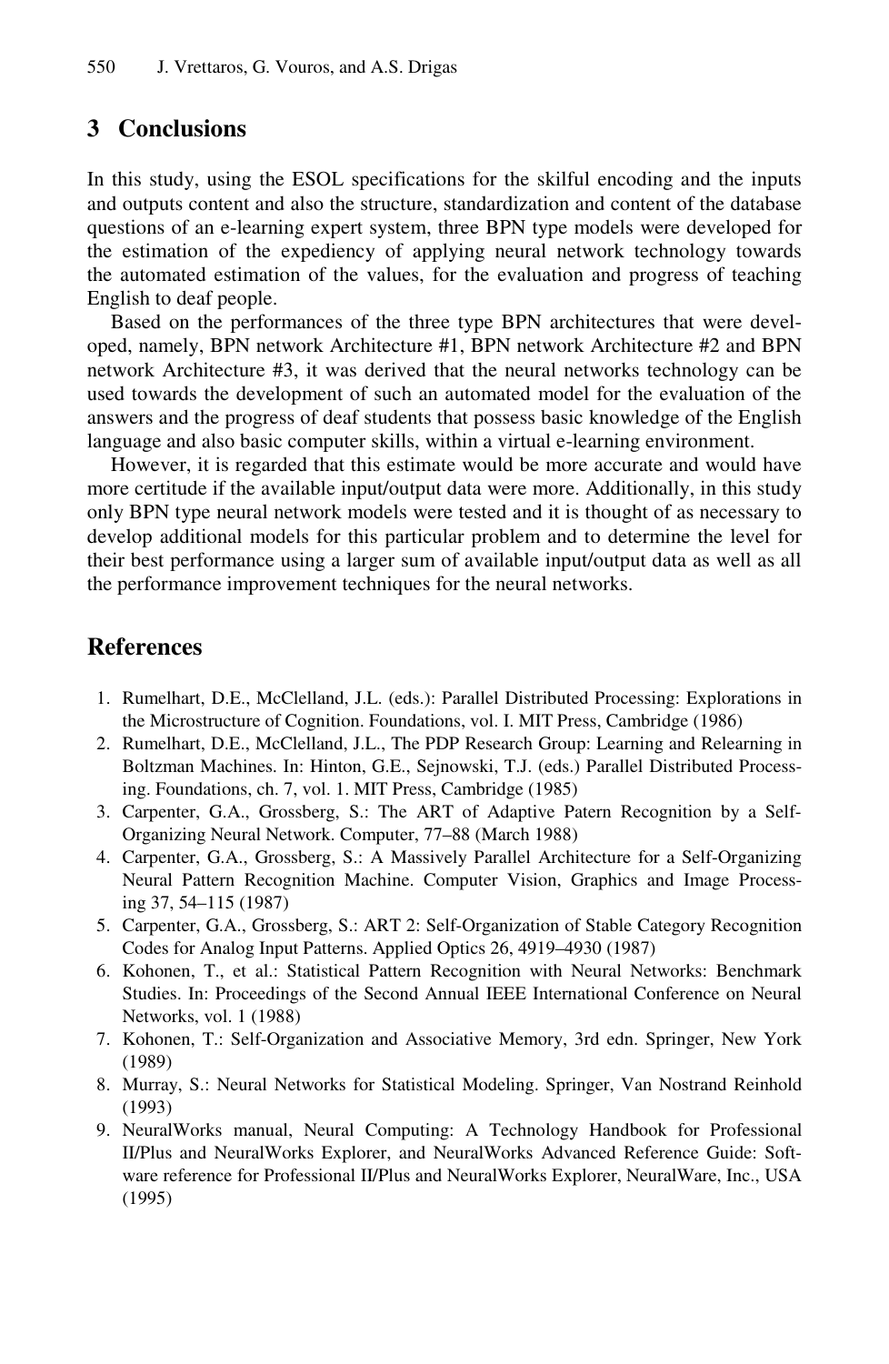## 3 Conclusions

In this study, using the ESOL specifications for the skilful encoding and the inputs and outputs content and also the structure, standardization and content of the database questions of an e-learning expert system, three BPN type models were developed for the estimation of the expediency of applying neural network technology towards the automated estimation of the values, for the evaluation and progress of teaching English to deaf people.

Based on the performances of the three type BPN architectures that were developed, namely, BPN network Architecture #1, BPN network Architecture #2 and BPN network Architecture #3, it was derived that the neural networks technology can be used towards the development of such an automated model for the evaluation of the answers and the progress of deaf students that possess basic knowledge of the English language and also basic computer skills, within a virtual e-learning environment.

However, it is regarded that this estimate would be more accurate and would have more certitude if the available input/output data were more. Additionally, in this study only BPN type neural network models were tested and it is thought of as necessary to develop additional models for this particular problem and to determine the level for their best performance using a larger sum of available input/output data as well as all the performance improvement techniques for the neural networks.

## References

1. Rumelhart, D.E., McClelland, J.L. (eds.): Parallel Distributed Processing: Explorations in the Microstructure of Cognition. Foundations, vol. I. MIT Press, Cambridge (1986)
2. Rumelhart, D.E., McClelland, J.L., The PDP Research Group: Learning and Relearning in Boltzman Machines. In: Hinton, G.E., Sejnowski, T.J. (eds.) Parallel Distributed Processing. Foundations, ch. 7, vol. 1. MIT Press, Cambridge (1985)
3. Carpenter, G.A., Grossberg, S.: The ART of Adaptive Patern Recognition by a Self-Organizing Neural Network. Computer, 77–88 (March 1988)
4. Carpenter, G.A., Grossberg, S.: A Massively Parallel Architecture for a Self-Organizing Neural Pattern Recognition Machine. Computer Vision, Graphics and Image Processing 37, 54–115 (1987)
5. Carpenter, G.A., Grossberg, S.: ART 2: Self-Organization of Stable Category Recognition Codes for Analog Input Patterns. Applied Optics 26, 4919–4930 (1987)
6. Kohonen, T., et al.: Statistical Pattern Recognition with Neural Networks: Benchmark Studies. In: Proceedings of the Second Annual IEEE International Conference on Neural Networks, vol. 1 (1988)
7. Kohonen, T.: Self-Organization and Associative Memory, 3rd edn. Springer, New York (1989)
8. Murray, S.: Neural Networks for Statistical Modeling. Springer, Van Nostrand Reinhold (1993)
9. NeuralWorks manual, Neural Computing: A Technology Handbook for Professional II/Plus and NeuralWorks Explorer, and NeuralWorks Advanced Reference Guide: Software reference for Professional II/Plus and NeuralWorks Explorer, NeuralWare, Inc., USA (1995)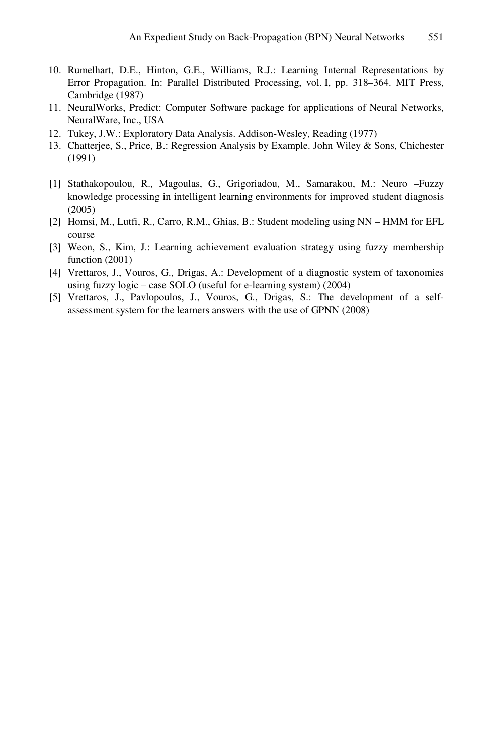10. Rumelhart, D.E., Hinton, G.E., Williams, R.J.: Learning Internal Representations by Error Propagation. In: Parallel Distributed Processing, vol. I, pp. 318–364. MIT Press, Cambridge (1987)
11. NeuralWorks, Predict: Computer Software package for applications of Neural Networks, NeuralWare, Inc., USA
12. Tukey, J.W.: Exploratory Data Analysis. Addison-Wesley, Reading (1977)
13. Chatterjee, S., Price, B.: Regression Analysis by Example. John Wiley & Sons, Chichester (1991)

[1] Stathakopoulou, R., Magoulas, G., Grigoriadou, M., Samarakou, M.: Neuro –Fuzzy knowledge processing in intelligent learning environments for improved student diagnosis (2005)

[2] Homsi, M., Lutfi, R., Carro, R.M., Ghias, B.: Student modeling using NN – HMM for EFL course

[3] Weon, S., Kim, J.: Learning achievement evaluation strategy using fuzzy membership function (2001)

[4] Vrettaros, J., Vouros, G., Drigas, A.: Development of a diagnostic system of taxonomies using fuzzy logic – case SOLO (useful for e-learning system) (2004)

[5] Vrettaros, J., Pavlopoulos, J., Vouros, G., Drigas, S.: The development of a self-assessment system for the learners answers with the use of GPNN (2008)